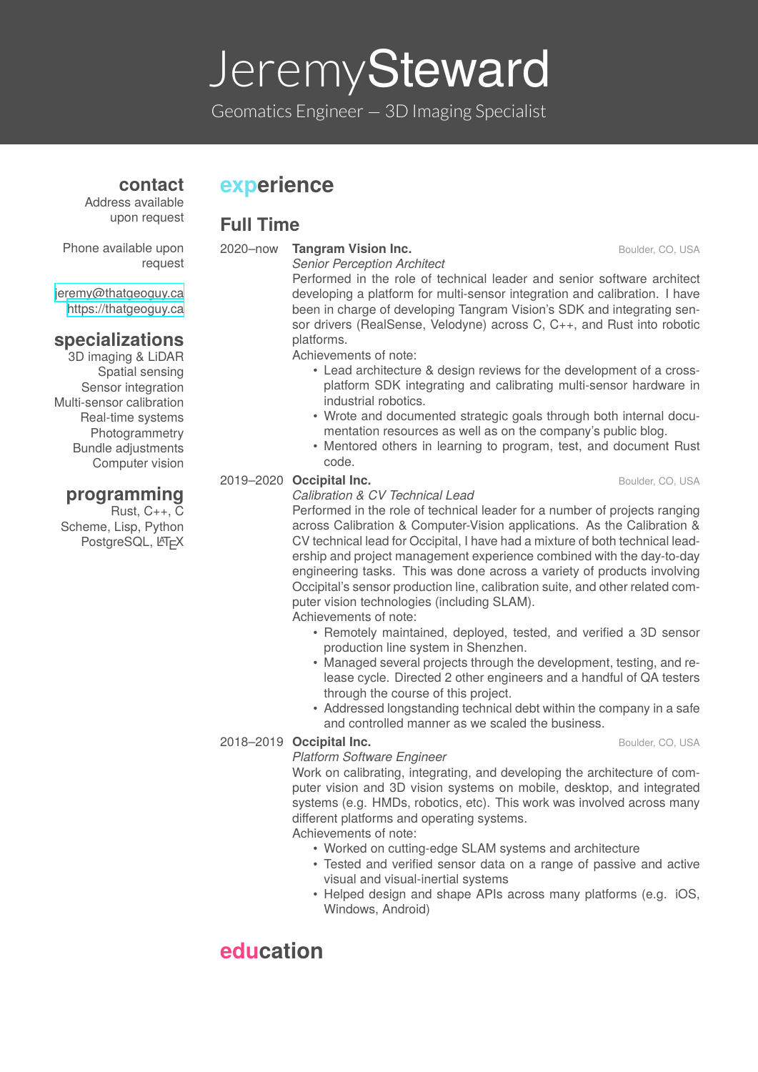# Jeremy Steward

Geomatics Engineer — 3D Imaging Specialist

## contact

Address available upon request

Phone available upon request

jeremy@thatgeoguy.ca
https://thatgeoguy.ca

## specializations

3D imaging & LiDAR
Spatial sensing
Sensor integration
Multi-sensor calibration
Real-time systems
Photogrammetry
Bundle adjustments
Computer vision

## programming

Rust, C++, C
Scheme, Lisp, Python
PostgreSQL, LaTeX

## experience

### Full Time

**2020–now** — **Tangram Vision Inc.** — Boulder, CO, USA
*Senior Perception Architect*
Performed in the role of technical leader and senior software architect developing a platform for multi-sensor integration and calibration. I have been in charge of developing Tangram Vision's SDK and integrating sensor drivers (RealSense, Velodyne) across C, C++, and Rust into robotic platforms.
Achievements of note:

- Lead architecture & design reviews for the development of a cross-platform SDK integrating and calibrating multi-sensor hardware in industrial robotics.
- Wrote and documented strategic goals through both internal documentation resources as well as on the company's public blog.
- Mentored others in learning to program, test, and document Rust code.

**2019–2020** — **Occipital Inc.** — Boulder, CO, USA
*Calibration & CV Technical Lead*
Performed in the role of technical leader for a number of projects ranging across Calibration & Computer-Vision applications. As the Calibration & CV technical lead for Occipital, I have had a mixture of both technical leadership and project management experience combined with the day-to-day engineering tasks. This was done across a variety of products involving Occipital's sensor production line, calibration suite, and other related computer vision technologies (including SLAM).
Achievements of note:

- Remotely maintained, deployed, tested, and verified a 3D sensor production line system in Shenzhen.
- Managed several projects through the development, testing, and release cycle. Directed 2 other engineers and a handful of QA testers through the course of this project.
- Addressed longstanding technical debt within the company in a safe and controlled manner as we scaled the business.

**2018–2019** — **Occipital Inc.** — Boulder, CO, USA
*Platform Software Engineer*
Work on calibrating, integrating, and developing the architecture of computer vision and 3D vision systems on mobile, desktop, and integrated systems (e.g. HMDs, robotics, etc). This work was involved across many different platforms and operating systems.
Achievements of note:

- Worked on cutting-edge SLAM systems and architecture
- Tested and verified sensor data on a range of passive and active visual and visual-inertial systems
- Helped design and shape APIs across many platforms (e.g. iOS, Windows, Android)

## education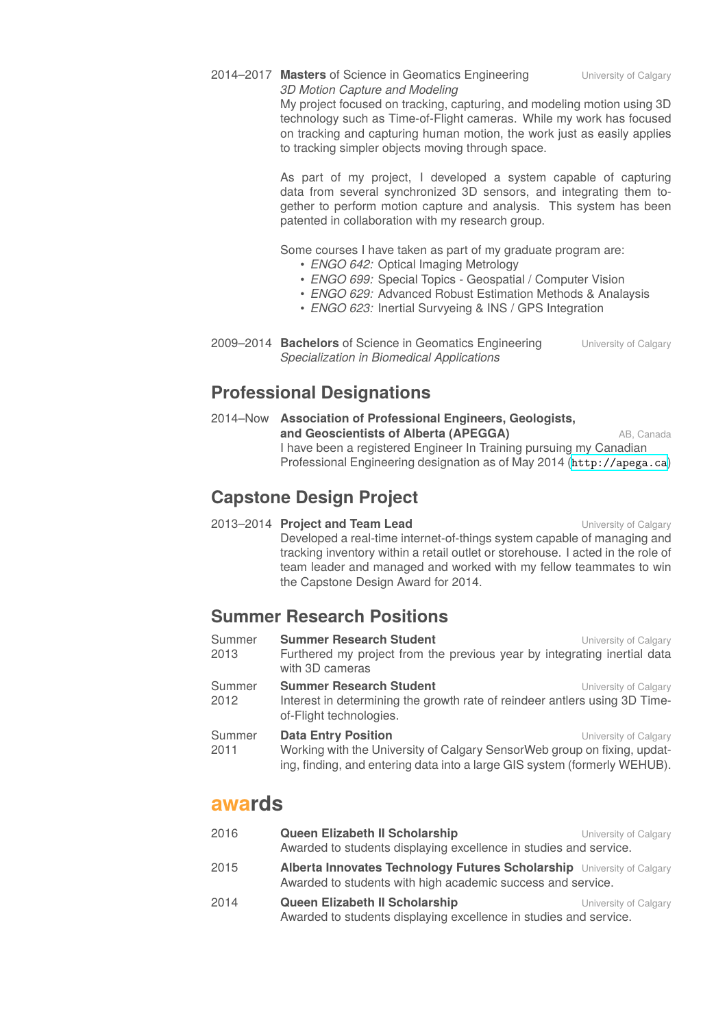2014–2017 **Masters** of Science in Geomatics Engineering — University of Calgary
*3D Motion Capture and Modeling*
My project focused on tracking, capturing, and modeling motion using 3D technology such as Time-of-Flight cameras. While my work has focused on tracking and capturing human motion, the work just as easily applies to tracking simpler objects moving through space.

As part of my project, I developed a system capable of capturing data from several synchronized 3D sensors, and integrating them together to perform motion capture and analysis. This system has been patented in collaboration with my research group.

Some courses I have taken as part of my graduate program are:

- *ENGO 642:* Optical Imaging Metrology
- *ENGO 699:* Special Topics - Geospatial / Computer Vision
- *ENGO 629:* Advanced Robust Estimation Methods & Analysis
- *ENGO 623:* Inertial Survyeing & INS / GPS Integration

2009–2014 **Bachelors** of Science in Geomatics Engineering — University of Calgary
*Specialization in Biomedical Applications*

## Professional Designations

2014–Now **Association of Professional Engineers, Geologists, and Geoscientists of Alberta (APEGGA)** — AB, Canada
I have been a registered Engineer In Training pursuing my Canadian Professional Engineering designation as of May 2014 (http://apega.ca)

## Capstone Design Project

2013–2014 **Project and Team Lead** — University of Calgary
Developed a real-time internet-of-things system capable of managing and tracking inventory within a retail outlet or storehouse. I acted in the role of team leader and managed and worked with my fellow teammates to win the Capstone Design Award for 2014.

## Summer Research Positions

Summer 2013 **Summer Research Student** — University of Calgary
Furthered my project from the previous year by integrating inertial data with 3D cameras

Summer 2012 **Summer Research Student** — University of Calgary
Interest in determining the growth rate of reindeer antlers using 3D Time-of-Flight technologies.

Summer 2011 **Data Entry Position** — University of Calgary
Working with the University of Calgary SensorWeb group on fixing, updating, finding, and entering data into a large GIS system (formerly WEHUB).

## awards

2016 **Queen Elizabeth II Scholarship** — University of Calgary
Awarded to students displaying excellence in studies and service.

2015 **Alberta Innovates Technology Futures Scholarship** — University of Calgary
Awarded to students with high academic success and service.

2014 **Queen Elizabeth II Scholarship** — University of Calgary
Awarded to students displaying excellence in studies and service.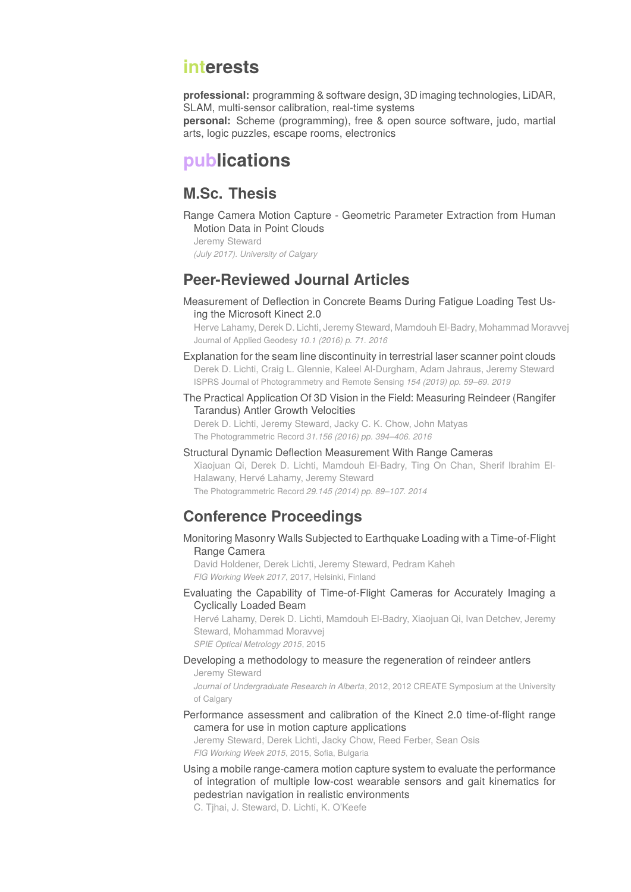# interests

**professional:** programming & software design, 3D imaging technologies, LiDAR, SLAM, multi-sensor calibration, real-time systems
**personal:** Scheme (programming), free & open source software, judo, martial arts, logic puzzles, escape rooms, electronics

# publications

## M.Sc. Thesis

Range Camera Motion Capture - Geometric Parameter Extraction from Human Motion Data in Point Clouds
Jeremy Steward
*(July 2017). University of Calgary*

## Peer-Reviewed Journal Articles

Measurement of Deflection in Concrete Beams During Fatigue Loading Test Using the Microsoft Kinect 2.0
Herve Lahamy, Derek D. Lichti, Jeremy Steward, Mamdouh El-Badry, Mohammad Moravvej
Journal of Applied Geodesy *10.1 (2016) p. 71. 2016*

Explanation for the seam line discontinuity in terrestrial laser scanner point clouds
Derek D. Lichti, Craig L. Glennie, Kaleel Al-Durgham, Adam Jahraus, Jeremy Steward
ISPRS Journal of Photogrammetry and Remote Sensing *154 (2019) pp. 59–69. 2019*

The Practical Application Of 3D Vision in the Field: Measuring Reindeer (Rangifer Tarandus) Antler Growth Velocities
Derek D. Lichti, Jeremy Steward, Jacky C. K. Chow, John Matyas
The Photogrammetric Record *31.156 (2016) pp. 394–406. 2016*

Structural Dynamic Deflection Measurement With Range Cameras
Xiaojuan Qi, Derek D. Lichti, Mamdouh El-Badry, Ting On Chan, Sherif Ibrahim El-Halawany, Hervé Lahamy, Jeremy Steward
The Photogrammetric Record *29.145 (2014) pp. 89–107. 2014*

## Conference Proceedings

Monitoring Masonry Walls Subjected to Earthquake Loading with a Time-of-Flight Range Camera
David Holdener, Derek Lichti, Jeremy Steward, Pedram Kaheh
*FIG Working Week 2017*, 2017, Helsinki, Finland

Evaluating the Capability of Time-of-Flight Cameras for Accurately Imaging a Cyclically Loaded Beam
Hervé Lahamy, Derek D. Lichti, Mamdouh El-Badry, Xiaojuan Qi, Ivan Detchev, Jeremy Steward, Mohammad Moravvej
*SPIE Optical Metrology 2015*, 2015

Developing a methodology to measure the regeneration of reindeer antlers
Jeremy Steward
*Journal of Undergraduate Research in Alberta*, 2012, 2012 CREATE Symposium at the University of Calgary

Performance assessment and calibration of the Kinect 2.0 time-of-flight range camera for use in motion capture applications
Jeremy Steward, Derek Lichti, Jacky Chow, Reed Ferber, Sean Osis
*FIG Working Week 2015*, 2015, Sofia, Bulgaria

Using a mobile range-camera motion capture system to evaluate the performance of integration of multiple low-cost wearable sensors and gait kinematics for pedestrian navigation in realistic environments
C. Tjhai, J. Steward, D. Lichti, K. O'Keefe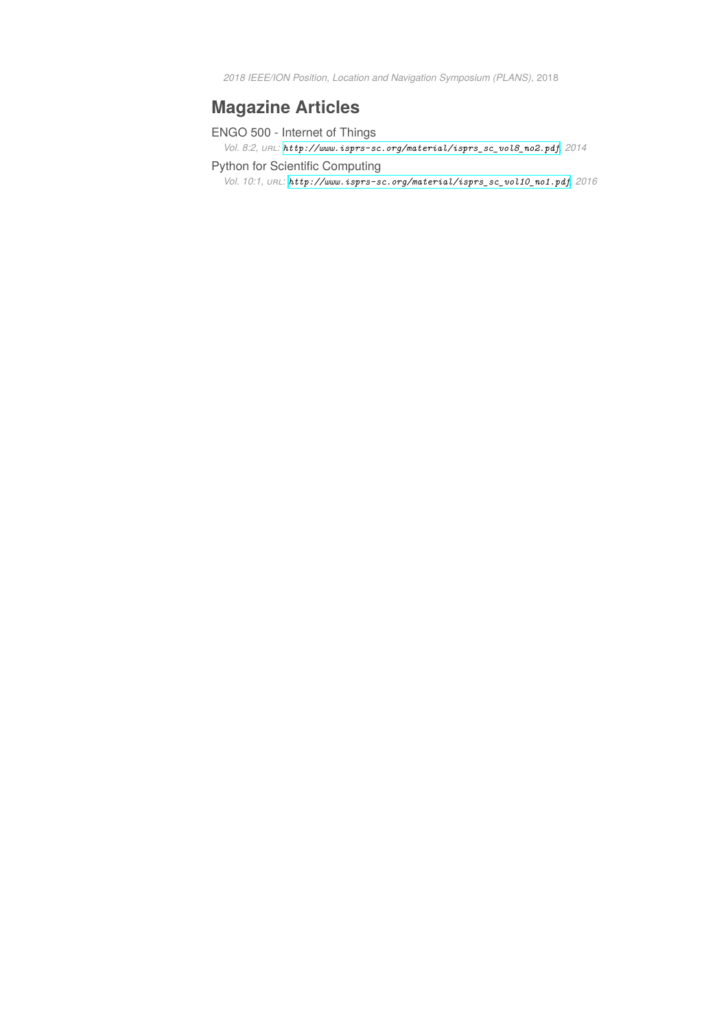*2018 IEEE/ION Position, Location and Navigation Symposium (PLANS)*, 2018

## Magazine Articles

ENGO 500 - Internet of Things
*Vol. 8:2, URL: http://www.isprs-sc.org/material/isprs_sc_vol8_no2.pdf, 2014*

Python for Scientific Computing
*Vol. 10:1, URL: http://www.isprs-sc.org/material/isprs_sc_vol10_no1.pdf, 2016*